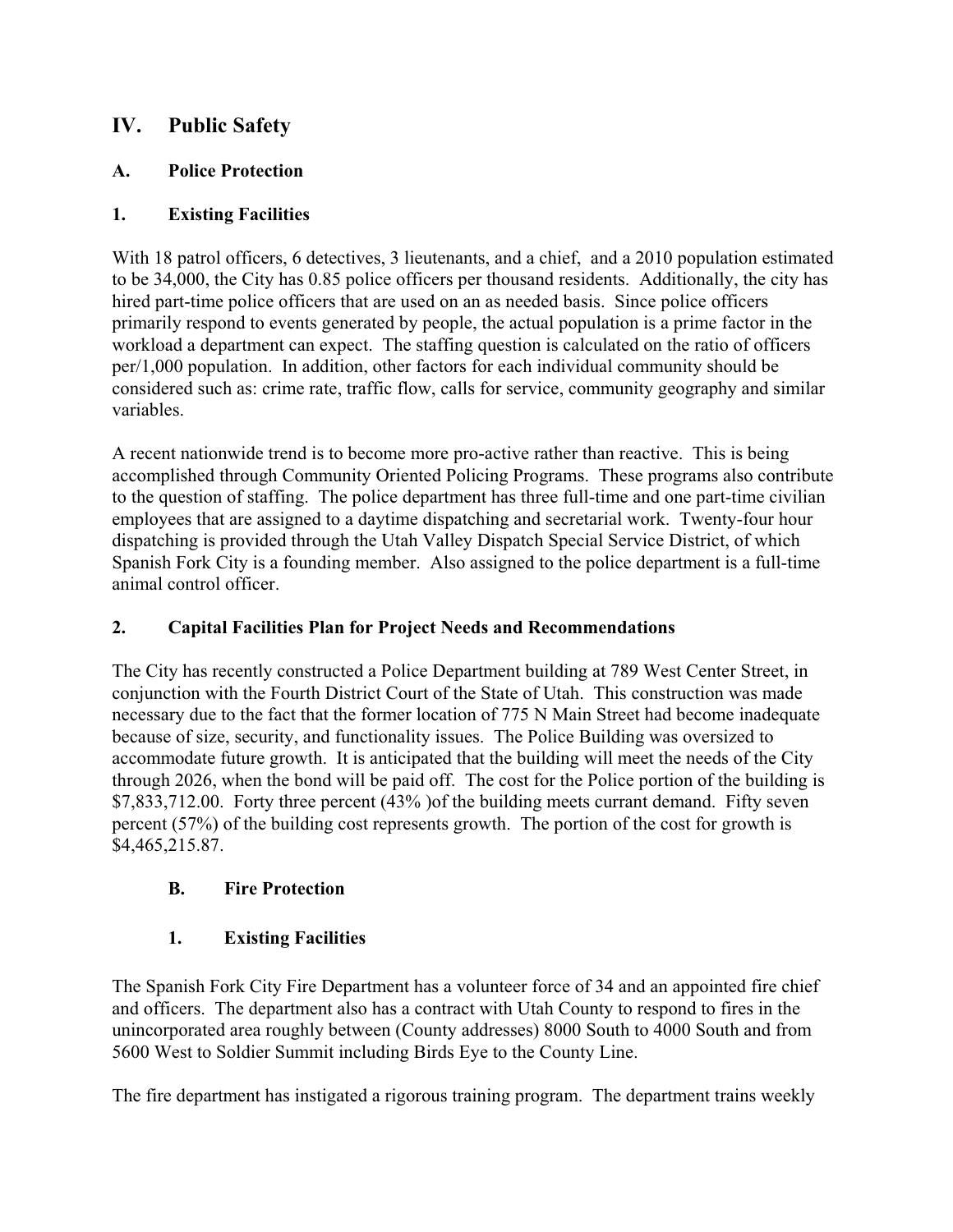# IV. Public Safety

## A. Police Protection

### 1. Existing Facilities

With 18 patrol officers, 6 detectives, 3 lieutenants, and a chief, and a 2010 population estimated to be 34,000, the City has 0.85 police officers per thousand residents. Additionally, the city has hired part-time police officers that are used on an as needed basis. Since police officers primarily respond to events generated by people, the actual population is a prime factor in the workload a department can expect. The staffing question is calculated on the ratio of officers per/1,000 population. In addition, other factors for each individual community should be considered such as: crime rate, traffic flow, calls for service, community geography and similar variables.

A recent nationwide trend is to become more pro-active rather than reactive. This is being accomplished through Community Oriented Policing Programs. These programs also contribute to the question of staffing. The police department has three full-time and one part-time civilian employees that are assigned to a daytime dispatching and secretarial work. Twenty-four hour dispatching is provided through the Utah Valley Dispatch Special Service District, of which Spanish Fork City is a founding member. Also assigned to the police department is a full-time animal control officer.

### 2. Capital Facilities Plan for Project Needs and Recommendations

The City has recently constructed a Police Department building at 789 West Center Street, in conjunction with the Fourth District Court of the State of Utah. This construction was made necessary due to the fact that the former location of 775 N Main Street had become inadequate because of size, security, and functionality issues. The Police Building was oversized to accommodate future growth. It is anticipated that the building will meet the needs of the City through 2026, when the bond will be paid off. The cost for the Police portion of the building is $7,833,712.00. Forty three percent (43% )of the building meets currant demand. Fifty seven percent (57%) of the building cost represents growth. The portion of the cost for growth is $4,465,215.87.

## B. Fire Protection

### 1. Existing Facilities

The Spanish Fork City Fire Department has a volunteer force of 34 and an appointed fire chief and officers. The department also has a contract with Utah County to respond to fires in the unincorporated area roughly between (County addresses) 8000 South to 4000 South and from 5600 West to Soldier Summit including Birds Eye to the County Line.

The fire department has instigated a rigorous training program. The department trains weekly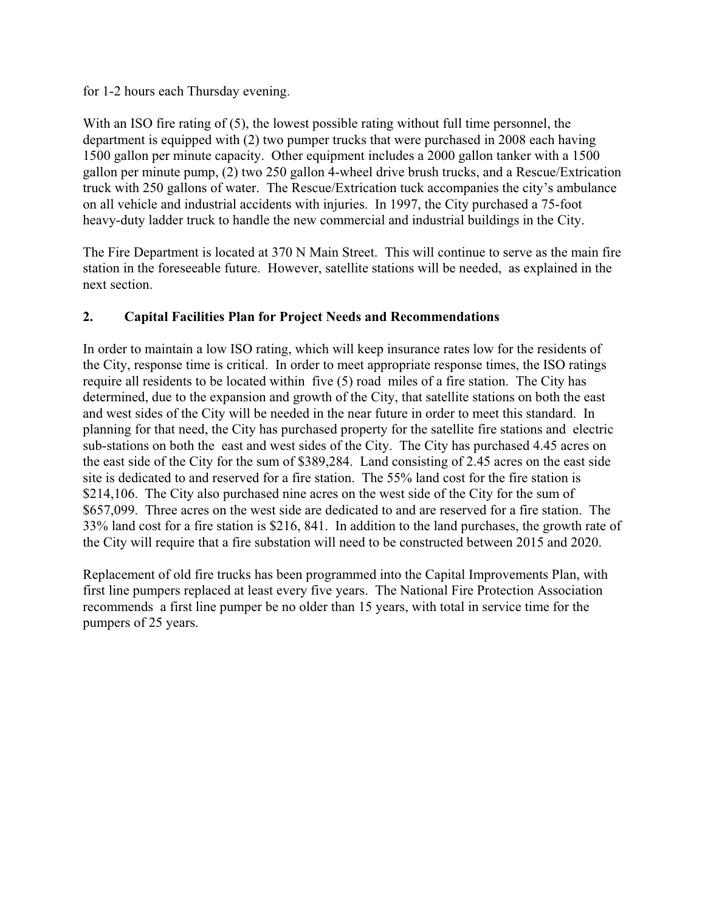for 1-2 hours each Thursday evening.

With an ISO fire rating of (5), the lowest possible rating without full time personnel, the department is equipped with (2) two pumper trucks that were purchased in 2008 each having 1500 gallon per minute capacity. Other equipment includes a 2000 gallon tanker with a 1500 gallon per minute pump, (2) two 250 gallon 4-wheel drive brush trucks, and a Rescue/Extrication truck with 250 gallons of water. The Rescue/Extrication tuck accompanies the city's ambulance on all vehicle and industrial accidents with injuries. In 1997, the City purchased a 75-foot heavy-duty ladder truck to handle the new commercial and industrial buildings in the City.

The Fire Department is located at 370 N Main Street. This will continue to serve as the main fire station in the foreseeable future. However, satellite stations will be needed, as explained in the next section.

## 2. Capital Facilities Plan for Project Needs and Recommendations

In order to maintain a low ISO rating, which will keep insurance rates low for the residents of the City, response time is critical. In order to meet appropriate response times, the ISO ratings require all residents to be located within five (5) road miles of a fire station. The City has determined, due to the expansion and growth of the City, that satellite stations on both the east and west sides of the City will be needed in the near future in order to meet this standard. In planning for that need, the City has purchased property for the satellite fire stations and electric sub-stations on both the east and west sides of the City. The City has purchased 4.45 acres on the east side of the City for the sum of $389,284. Land consisting of 2.45 acres on the east side site is dedicated to and reserved for a fire station. The 55% land cost for the fire station is $214,106. The City also purchased nine acres on the west side of the City for the sum of $657,099. Three acres on the west side are dedicated to and are reserved for a fire station. The 33% land cost for a fire station is $216, 841. In addition to the land purchases, the growth rate of the City will require that a fire substation will need to be constructed between 2015 and 2020.

Replacement of old fire trucks has been programmed into the Capital Improvements Plan, with first line pumpers replaced at least every five years. The National Fire Protection Association recommends a first line pumper be no older than 15 years, with total in service time for the pumpers of 25 years.